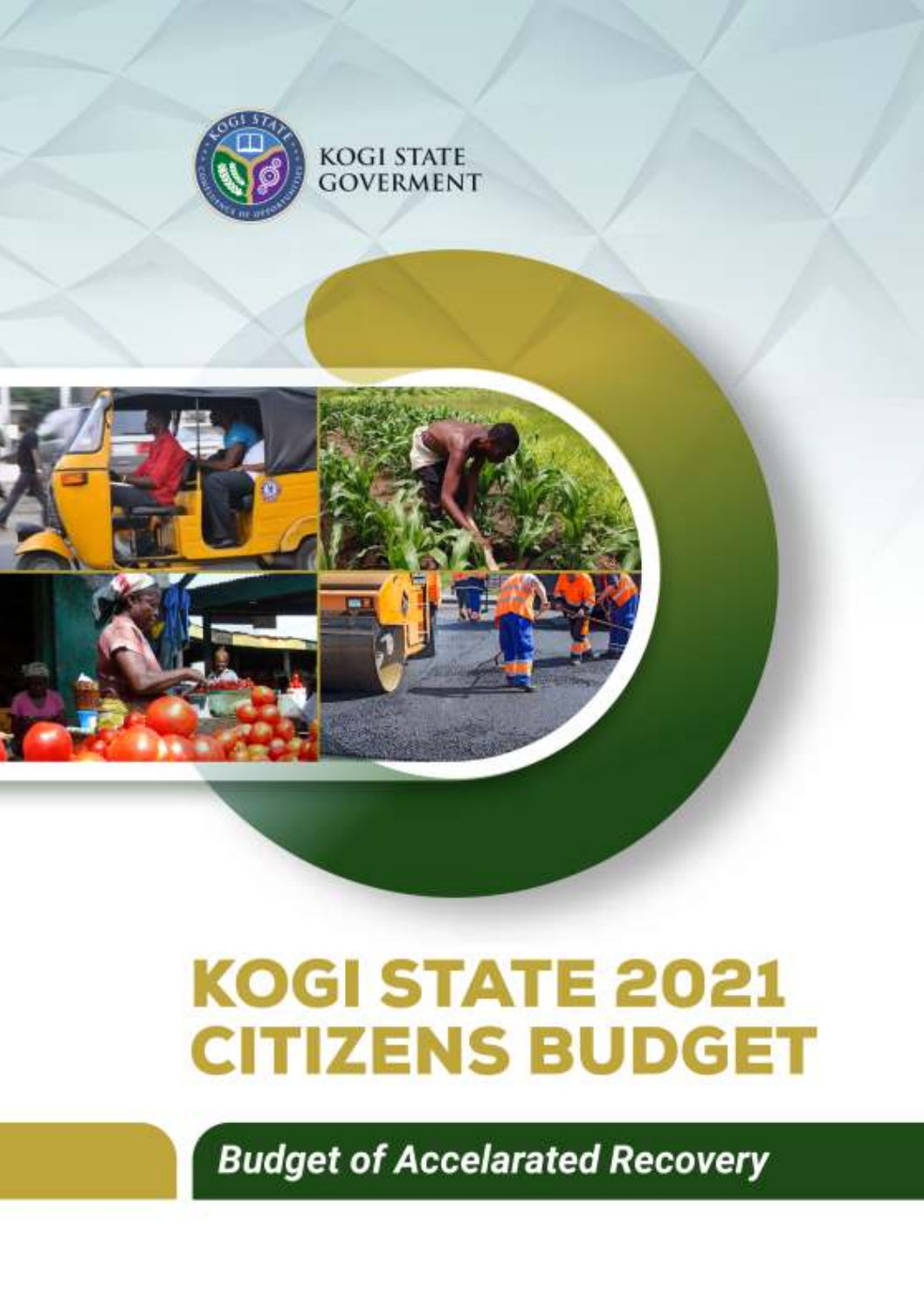KOGI STATE GOVERMENT

# KOGI STATE 2021 CITIZENS BUDGET

## *Budget of Accelarated Recovery*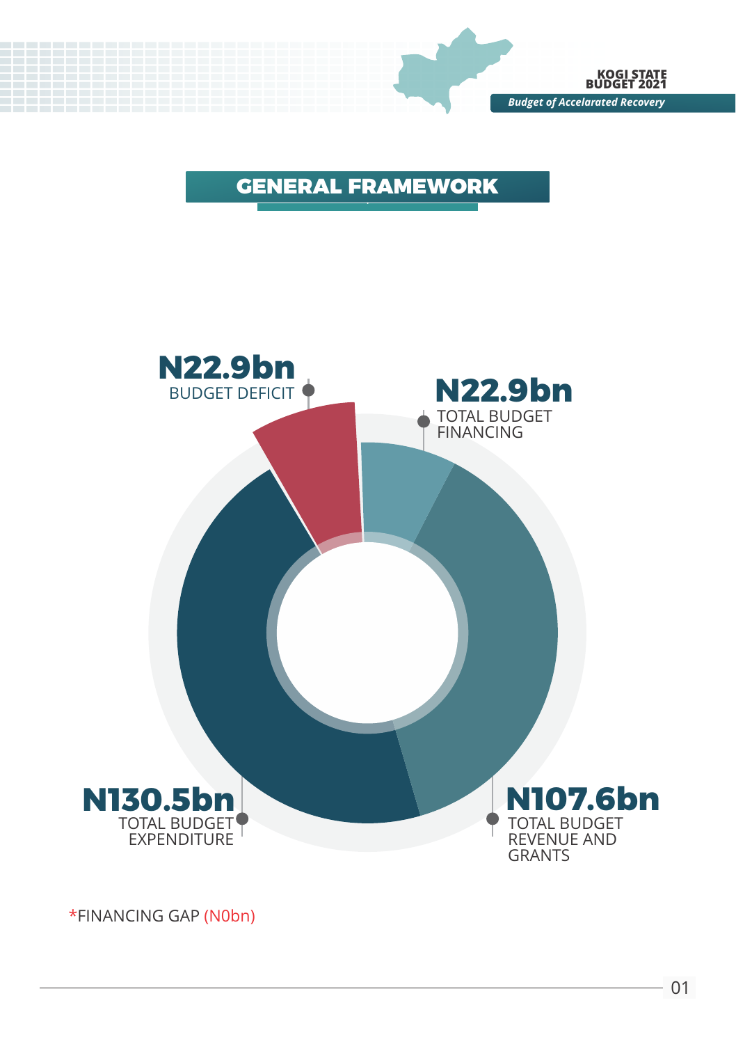## GENERAL FRAMEWORK

**N22.9bn**
BUDGET DEFICIT

**N22.9bn**
TOTAL BUDGET FINANCING

**N130.5bn**
TOTAL BUDGET EXPENDITURE

**N107.6bn**
TOTAL BUDGET REVENUE AND GRANTS

*FINANCING GAP (N0bn)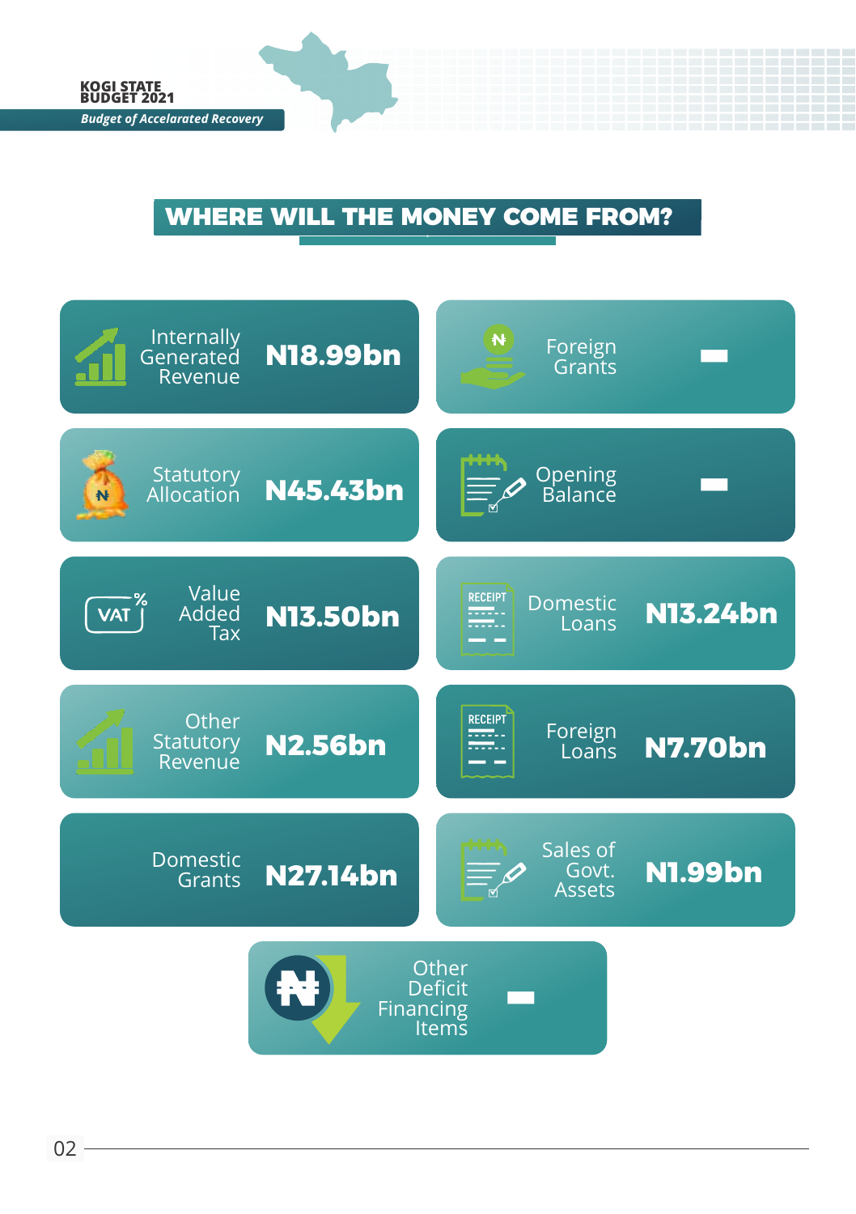## WHERE WILL THE MONEY COME FROM?

| Source | Amount |
|---|---|
| Internally Generated Revenue | N18.99bn |
| Foreign Grants | - |
| Statutory Allocation | N45.43bn |
| Opening Balance | - |
| Value Added Tax | N13.50bn |
| Domestic Loans | N13.24bn |
| Other Statutory Revenue | N2.56bn |
| Foreign Loans | N7.70bn |
| Domestic Grants | N27.14bn |
| Sales of Govt. Assets | N1.99bn |
| Other Deficit Financing Items | - |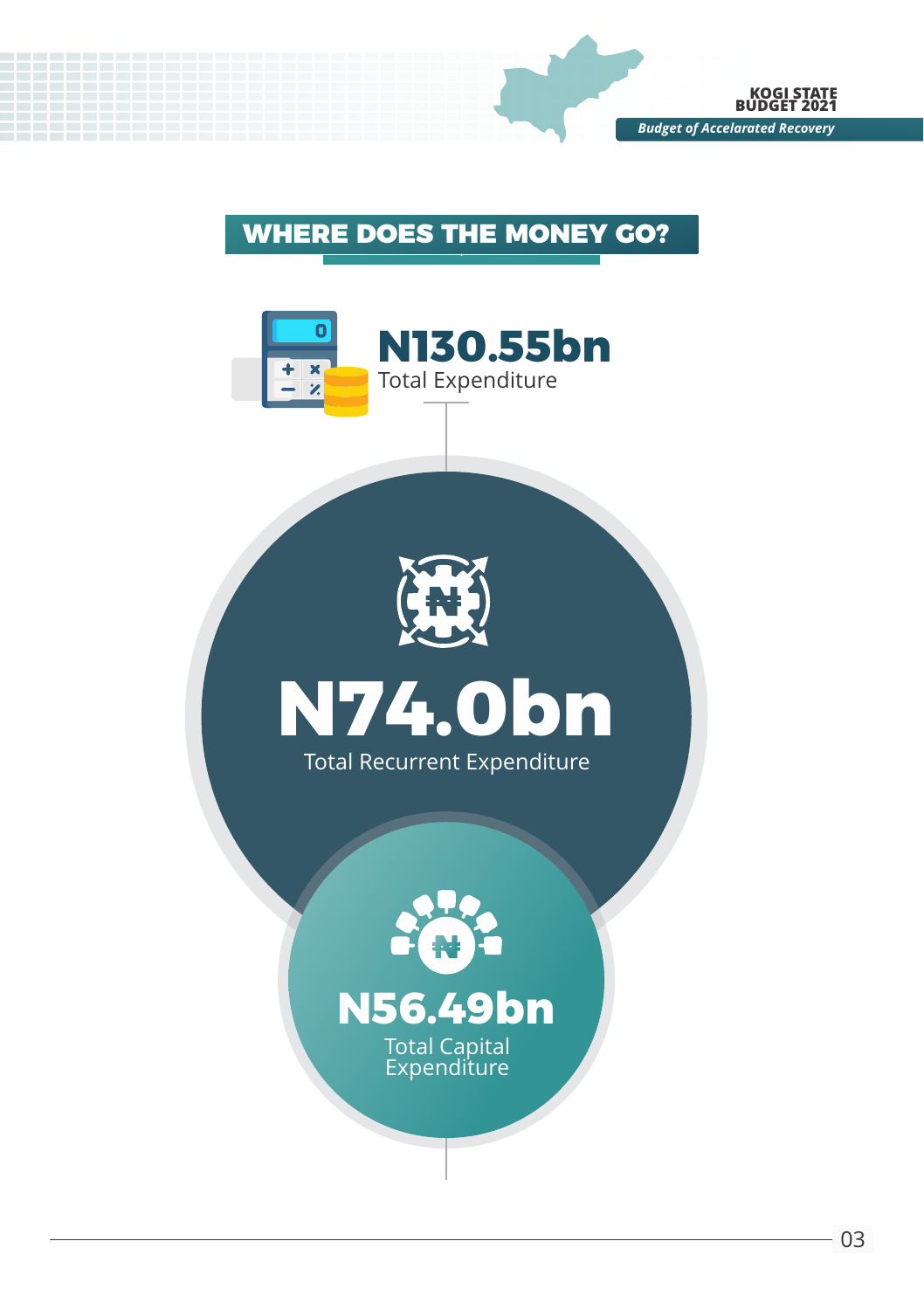## WHERE DOES THE MONEY GO?

**N130.55bn**
Total Expenditure

**N74.0bn**
Total Recurrent Expenditure

**N56.49bn**
Total Capital Expenditure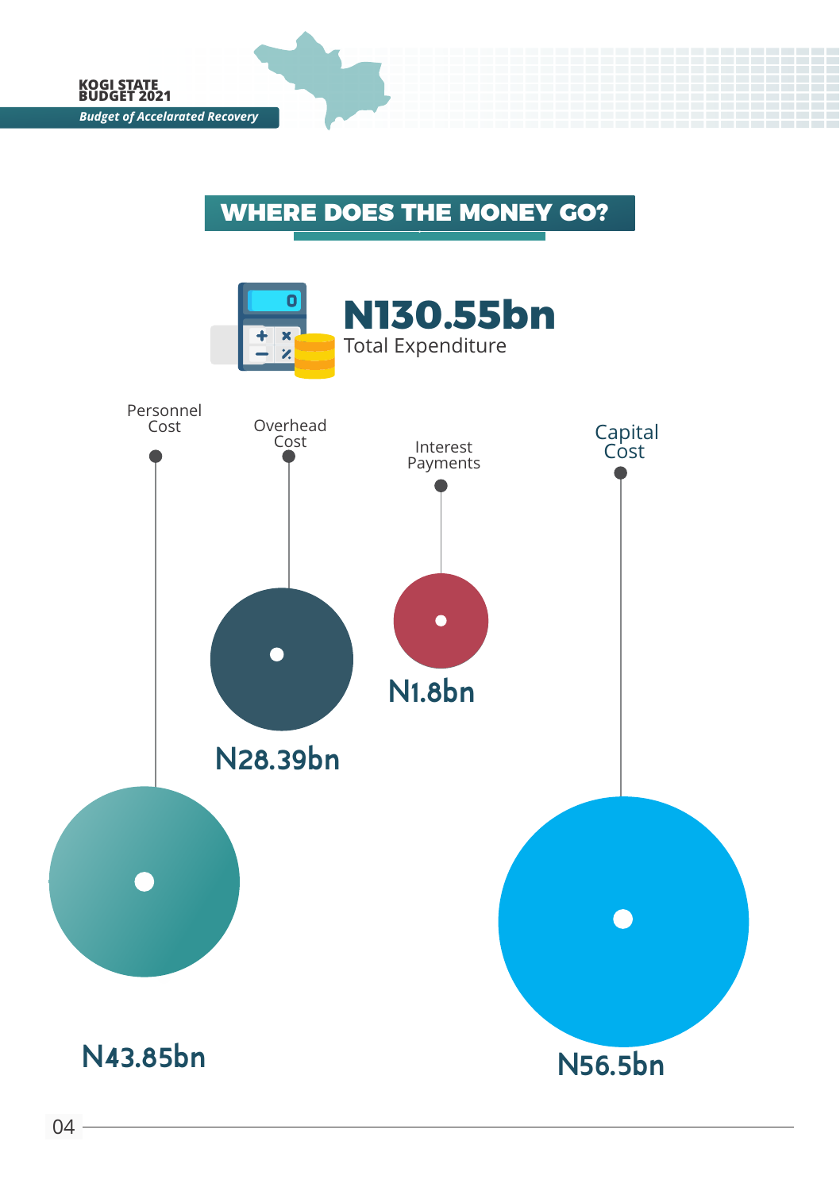## WHERE DOES THE MONEY GO?

**N130.55bn**
Total Expenditure

| Category | Amount |
|---|---|
| Personnel Cost | N43.85bn |
| Overhead Cost | N28.39bn |
| Interest Payments | N1.8bn |
| Capital Cost | N56.5bn |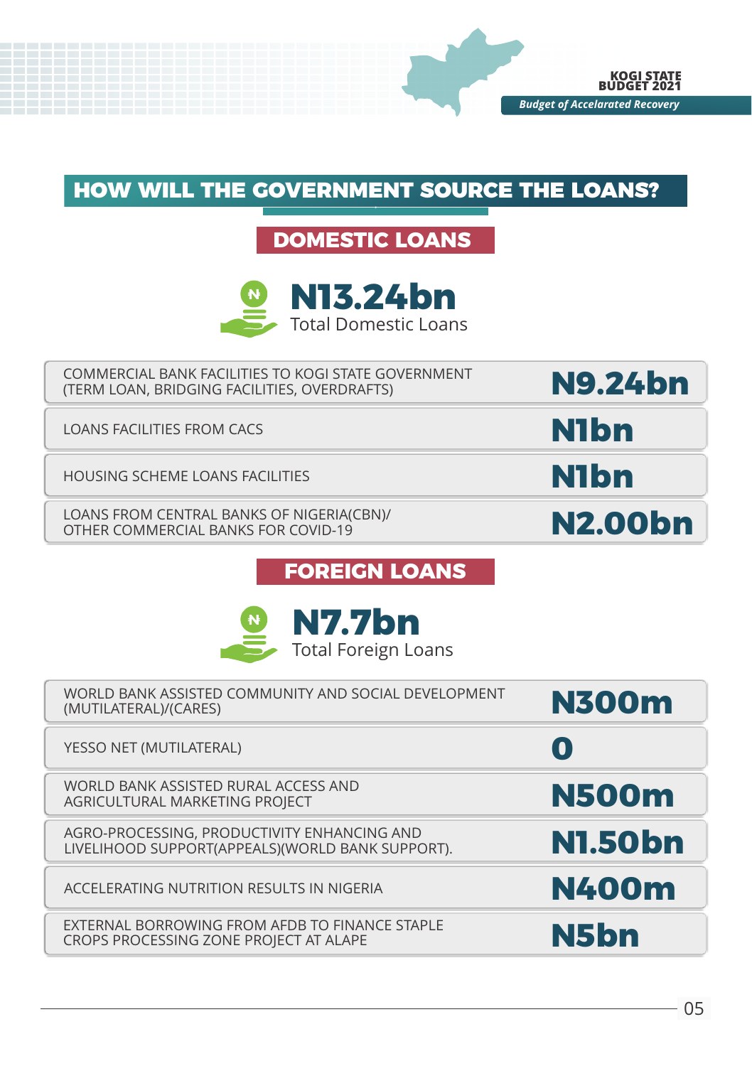## HOW WILL THE GOVERNMENT SOURCE THE LOANS?

### DOMESTIC LOANS

**N13.24bn**
Total Domestic Loans

| | |
|---|---|
| COMMERCIAL BANK FACILITIES TO KOGI STATE GOVERNMENT (TERM LOAN, BRIDGING FACILITIES, OVERDRAFTS) | **N9.24bn** |
| LOANS FACILITIES FROM CACS | **N1bn** |
| HOUSING SCHEME LOANS FACILITIES | **N1bn** |
| LOANS FROM CENTRAL BANKS OF NIGERIA(CBN)/ OTHER COMMERCIAL BANKS FOR COVID-19 | **N2.00bn** |

### FOREIGN LOANS

**N7.7bn**
Total Foreign Loans

| | |
|---|---|
| WORLD BANK ASSISTED COMMUNITY AND SOCIAL DEVELOPMENT (MUTILATERAL)/(CARES) | **N300m** |
| YESSO NET (MUTILATERAL) | **0** |
| WORLD BANK ASSISTED RURAL ACCESS AND AGRICULTURAL MARKETING PROJECT | **N500m** |
| AGRO-PROCESSING, PRODUCTIVITY ENHANCING AND LIVELIHOOD SUPPORT(APPEALS)(WORLD BANK SUPPORT). | **N1.50bn** |
| ACCELERATING NUTRITION RESULTS IN NIGERIA | **N400m** |
| EXTERNAL BORROWING FROM AFDB TO FINANCE STAPLE CROPS PROCESSING ZONE PROJECT AT ALAPE | **N5bn** |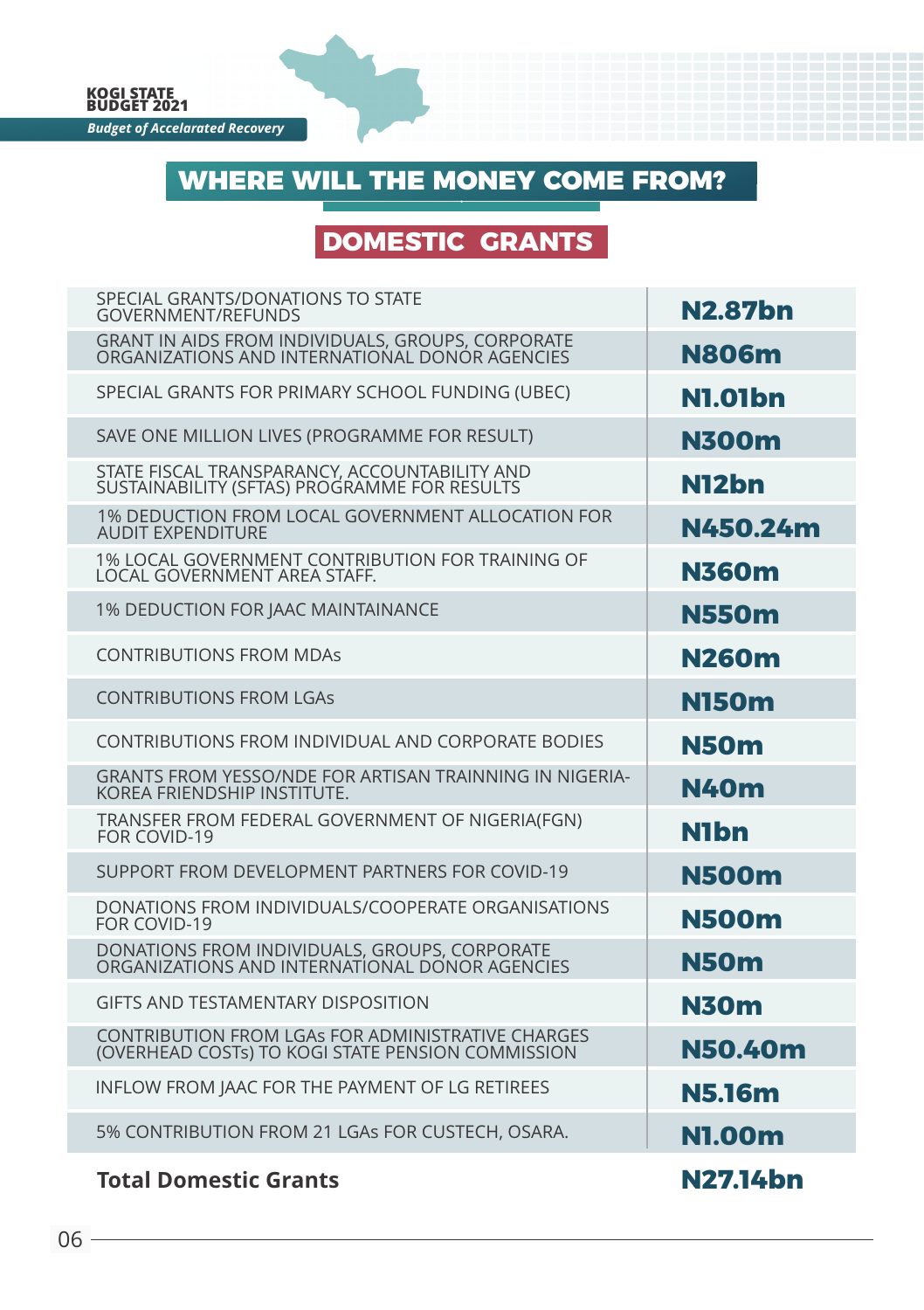## WHERE WILL THE MONEY COME FROM?

### DOMESTIC GRANTS

| | |
|---|---|
| SPECIAL GRANTS/DONATIONS TO STATE GOVERNMENT/REFUNDS | N2.87bn |
| GRANT IN AIDS FROM INDIVIDUALS, GROUPS, CORPORATE ORGANIZATIONS AND INTERNATIONAL DONOR AGENCIES | N806m |
| SPECIAL GRANTS FOR PRIMARY SCHOOL FUNDING (UBEC) | N1.01bn |
| SAVE ONE MILLION LIVES (PROGRAMME FOR RESULT) | N300m |
| STATE FISCAL TRANSPARANCY, ACCOUNTABILITY AND SUSTAINABILITY (SFTAS) PROGRAMME FOR RESULTS | N12bn |
| 1% DEDUCTION FROM LOCAL GOVERNMENT ALLOCATION FOR AUDIT EXPENDITURE | N450.24m |
| 1% LOCAL GOVERNMENT CONTRIBUTION FOR TRAINING OF LOCAL GOVERNMENT AREA STAFF. | N360m |
| 1% DEDUCTION FOR JAAC MAINTAINANCE | N550m |
| CONTRIBUTIONS FROM MDAs | N260m |
| CONTRIBUTIONS FROM LGAs | N150m |
| CONTRIBUTIONS FROM INDIVIDUAL AND CORPORATE BODIES | N50m |
| GRANTS FROM YESSO/NDE FOR ARTISAN TRAINNING IN NIGERIA-KOREA FRIENDSHIP INSTITUTE. | N40m |
| TRANSFER FROM FEDERAL GOVERNMENT OF NIGERIA(FGN) FOR COVID-19 | N1bn |
| SUPPORT FROM DEVELOPMENT PARTNERS FOR COVID-19 | N500m |
| DONATIONS FROM INDIVIDUALS/COOPERATE ORGANISATIONS FOR COVID-19 | N500m |
| DONATIONS FROM INDIVIDUALS, GROUPS, CORPORATE ORGANIZATIONS AND INTERNATIONAL DONOR AGENCIES | N50m |
| GIFTS AND TESTAMENTARY DISPOSITION | N30m |
| CONTRIBUTION FROM LGAs FOR ADMINISTRATIVE CHARGES (OVERHEAD COSTs) TO KOGI STATE PENSION COMMISSION | N50.40m |
| INFLOW FROM JAAC FOR THE PAYMENT OF LG RETIREES | N5.16m |
| 5% CONTRIBUTION FROM 21 LGAs FOR CUSTECH, OSARA. | N1.00m |
| **Total Domestic Grants** | **N27.14bn** |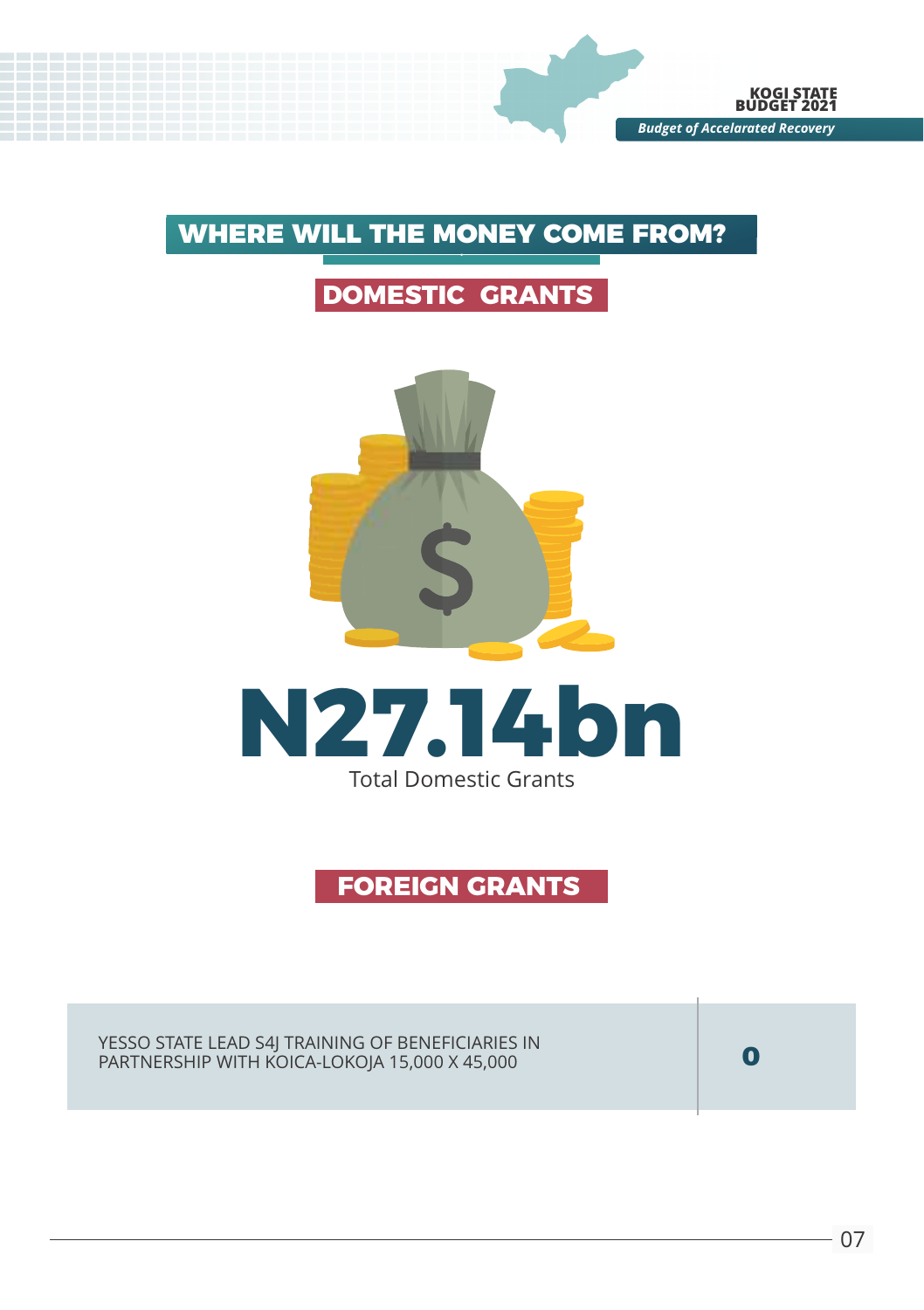## WHERE WILL THE MONEY COME FROM?

### DOMESTIC GRANTS

**N27.14bn**

Total Domestic Grants

### FOREIGN GRANTS

| | |
|---|---|
| YESSO STATE LEAD S4J TRAINING OF BENEFICIARIES IN PARTNERSHIP WITH KOICA-LOKOJA 15,000 X 45,000 | **0** |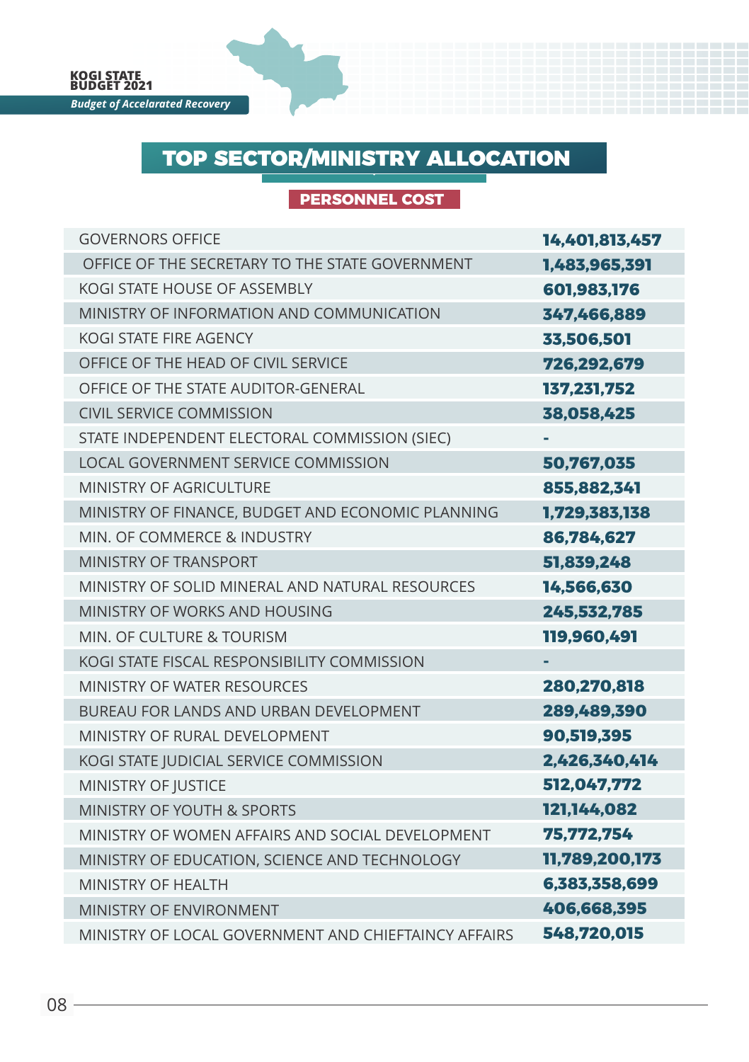# TOP SECTOR/MINISTRY ALLOCATION

## PERSONNEL COST

| | |
|---|---|
| GOVERNORS OFFICE | 14,401,813,457 |
| OFFICE OF THE SECRETARY TO THE STATE GOVERNMENT | 1,483,965,391 |
| KOGI STATE HOUSE OF ASSEMBLY | 601,983,176 |
| MINISTRY OF INFORMATION AND COMMUNICATION | 347,466,889 |
| KOGI STATE FIRE AGENCY | 33,506,501 |
| OFFICE OF THE HEAD OF CIVIL SERVICE | 726,292,679 |
| OFFICE OF THE STATE AUDITOR-GENERAL | 137,231,752 |
| CIVIL SERVICE COMMISSION | 38,058,425 |
| STATE INDEPENDENT ELECTORAL COMMISSION (SIEC) | - |
| LOCAL GOVERNMENT SERVICE COMMISSION | 50,767,035 |
| MINISTRY OF AGRICULTURE | 855,882,341 |
| MINISTRY OF FINANCE, BUDGET AND ECONOMIC PLANNING | 1,729,383,138 |
| MIN. OF COMMERCE & INDUSTRY | 86,784,627 |
| MINISTRY OF TRANSPORT | 51,839,248 |
| MINISTRY OF SOLID MINERAL AND NATURAL RESOURCES | 14,566,630 |
| MINISTRY OF WORKS AND HOUSING | 245,532,785 |
| MIN. OF CULTURE & TOURISM | 119,960,491 |
| KOGI STATE FISCAL RESPONSIBILITY COMMISSION | - |
| MINISTRY OF WATER RESOURCES | 280,270,818 |
| BUREAU FOR LANDS AND URBAN DEVELOPMENT | 289,489,390 |
| MINISTRY OF RURAL DEVELOPMENT | 90,519,395 |
| KOGI STATE JUDICIAL SERVICE COMMISSION | 2,426,340,414 |
| MINISTRY OF JUSTICE | 512,047,772 |
| MINISTRY OF YOUTH & SPORTS | 121,144,082 |
| MINISTRY OF WOMEN AFFAIRS AND SOCIAL DEVELOPMENT | 75,772,754 |
| MINISTRY OF EDUCATION, SCIENCE AND TECHNOLOGY | 11,789,200,173 |
| MINISTRY OF HEALTH | 6,383,358,699 |
| MINISTRY OF ENVIRONMENT | 406,668,395 |
| MINISTRY OF LOCAL GOVERNMENT AND CHIEFTAINCY AFFAIRS | 548,720,015 |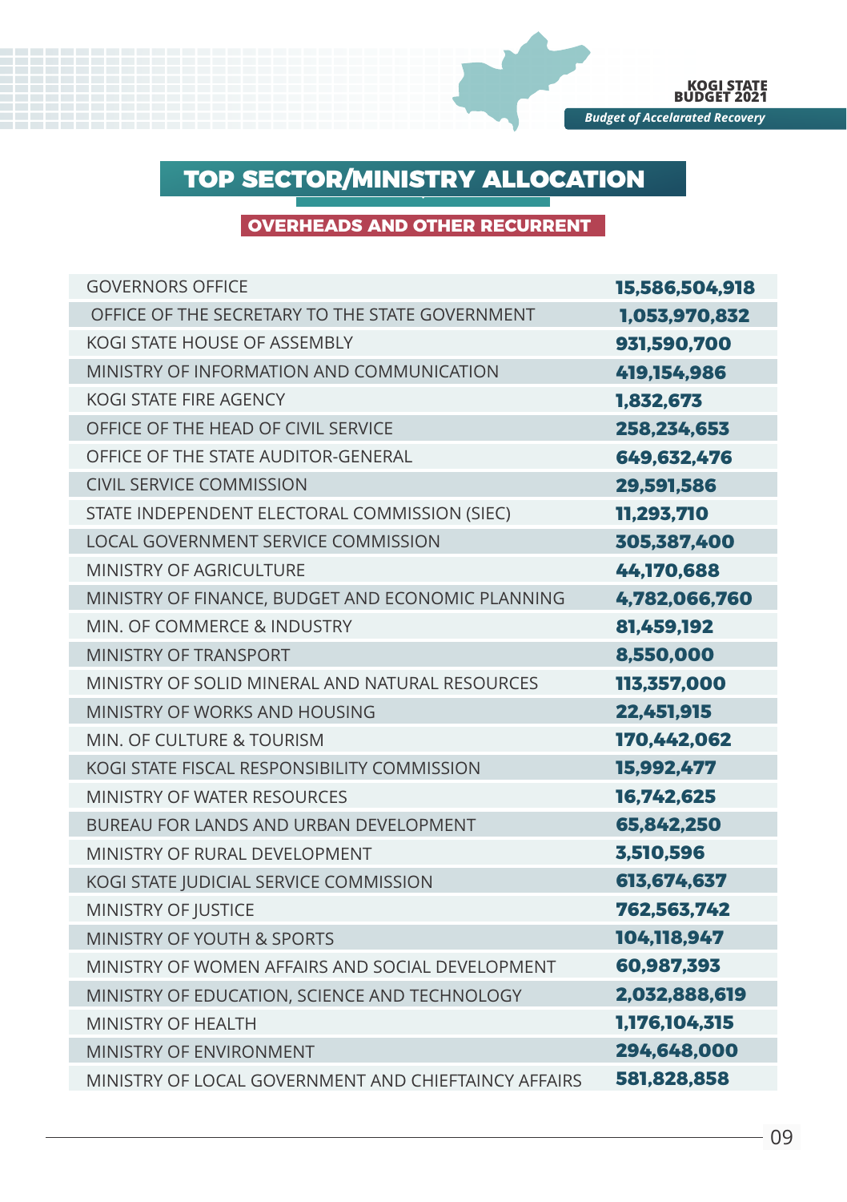# TOP SECTOR/MINISTRY ALLOCATION

## OVERHEADS AND OTHER RECURRENT

| | |
|---|---|
| GOVERNORS OFFICE | **15,586,504,918** |
| OFFICE OF THE SECRETARY TO THE STATE GOVERNMENT | **1,053,970,832** |
| KOGI STATE HOUSE OF ASSEMBLY | **931,590,700** |
| MINISTRY OF INFORMATION AND COMMUNICATION | **419,154,986** |
| KOGI STATE FIRE AGENCY | **1,832,673** |
| OFFICE OF THE HEAD OF CIVIL SERVICE | **258,234,653** |
| OFFICE OF THE STATE AUDITOR-GENERAL | **649,632,476** |
| CIVIL SERVICE COMMISSION | **29,591,586** |
| STATE INDEPENDENT ELECTORAL COMMISSION (SIEC) | **11,293,710** |
| LOCAL GOVERNMENT SERVICE COMMISSION | **305,387,400** |
| MINISTRY OF AGRICULTURE | **44,170,688** |
| MINISTRY OF FINANCE, BUDGET AND ECONOMIC PLANNING | **4,782,066,760** |
| MIN. OF COMMERCE & INDUSTRY | **81,459,192** |
| MINISTRY OF TRANSPORT | **8,550,000** |
| MINISTRY OF SOLID MINERAL AND NATURAL RESOURCES | **113,357,000** |
| MINISTRY OF WORKS AND HOUSING | **22,451,915** |
| MIN. OF CULTURE & TOURISM | **170,442,062** |
| KOGI STATE FISCAL RESPONSIBILITY COMMISSION | **15,992,477** |
| MINISTRY OF WATER RESOURCES | **16,742,625** |
| BUREAU FOR LANDS AND URBAN DEVELOPMENT | **65,842,250** |
| MINISTRY OF RURAL DEVELOPMENT | **3,510,596** |
| KOGI STATE JUDICIAL SERVICE COMMISSION | **613,674,637** |
| MINISTRY OF JUSTICE | **762,563,742** |
| MINISTRY OF YOUTH & SPORTS | **104,118,947** |
| MINISTRY OF WOMEN AFFAIRS AND SOCIAL DEVELOPMENT | **60,987,393** |
| MINISTRY OF EDUCATION, SCIENCE AND TECHNOLOGY | **2,032,888,619** |
| MINISTRY OF HEALTH | **1,176,104,315** |
| MINISTRY OF ENVIRONMENT | **294,648,000** |
| MINISTRY OF LOCAL GOVERNMENT AND CHIEFTAINCY AFFAIRS | **581,828,858** |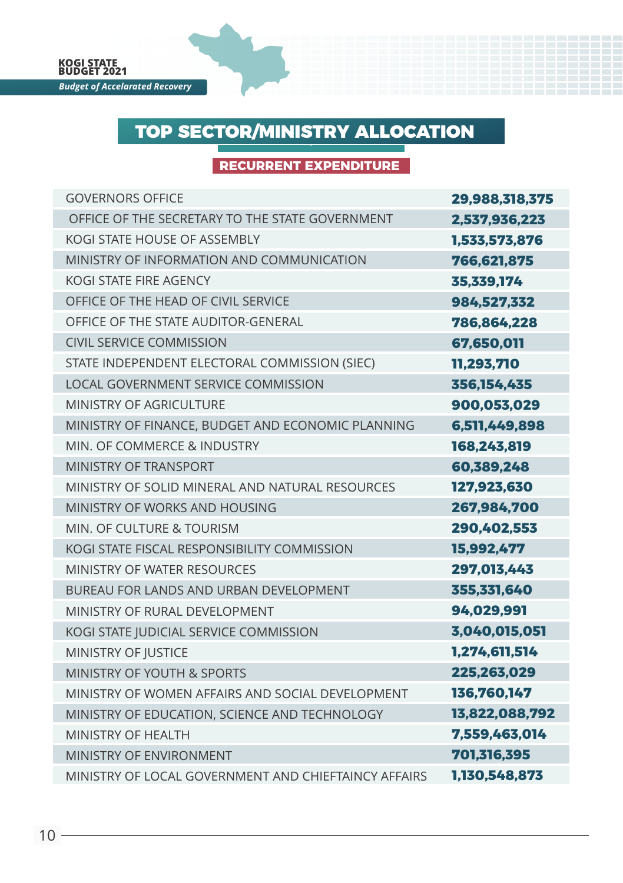## TOP SECTOR/MINISTRY ALLOCATION

### RECURRENT EXPENDITURE

| | |
|---|---|
| GOVERNORS OFFICE | **29,988,318,375** |
| OFFICE OF THE SECRETARY TO THE STATE GOVERNMENT | **2,537,936,223** |
| KOGI STATE HOUSE OF ASSEMBLY | **1,533,573,876** |
| MINISTRY OF INFORMATION AND COMMUNICATION | **766,621,875** |
| KOGI STATE FIRE AGENCY | **35,339,174** |
| OFFICE OF THE HEAD OF CIVIL SERVICE | **984,527,332** |
| OFFICE OF THE STATE AUDITOR-GENERAL | **786,864,228** |
| CIVIL SERVICE COMMISSION | **67,650,011** |
| STATE INDEPENDENT ELECTORAL COMMISSION (SIEC) | **11,293,710** |
| LOCAL GOVERNMENT SERVICE COMMISSION | **356,154,435** |
| MINISTRY OF AGRICULTURE | **900,053,029** |
| MINISTRY OF FINANCE, BUDGET AND ECONOMIC PLANNING | **6,511,449,898** |
| MIN. OF COMMERCE & INDUSTRY | **168,243,819** |
| MINISTRY OF TRANSPORT | **60,389,248** |
| MINISTRY OF SOLID MINERAL AND NATURAL RESOURCES | **127,923,630** |
| MINISTRY OF WORKS AND HOUSING | **267,984,700** |
| MIN. OF CULTURE & TOURISM | **290,402,553** |
| KOGI STATE FISCAL RESPONSIBILITY COMMISSION | **15,992,477** |
| MINISTRY OF WATER RESOURCES | **297,013,443** |
| BUREAU FOR LANDS AND URBAN DEVELOPMENT | **355,331,640** |
| MINISTRY OF RURAL DEVELOPMENT | **94,029,991** |
| KOGI STATE JUDICIAL SERVICE COMMISSION | **3,040,015,051** |
| MINISTRY OF JUSTICE | **1,274,611,514** |
| MINISTRY OF YOUTH & SPORTS | **225,263,029** |
| MINISTRY OF WOMEN AFFAIRS AND SOCIAL DEVELOPMENT | **136,760,147** |
| MINISTRY OF EDUCATION, SCIENCE AND TECHNOLOGY | **13,822,088,792** |
| MINISTRY OF HEALTH | **7,559,463,014** |
| MINISTRY OF ENVIRONMENT | **701,316,395** |
| MINISTRY OF LOCAL GOVERNMENT AND CHIEFTAINCY AFFAIRS | **1,130,548,873** |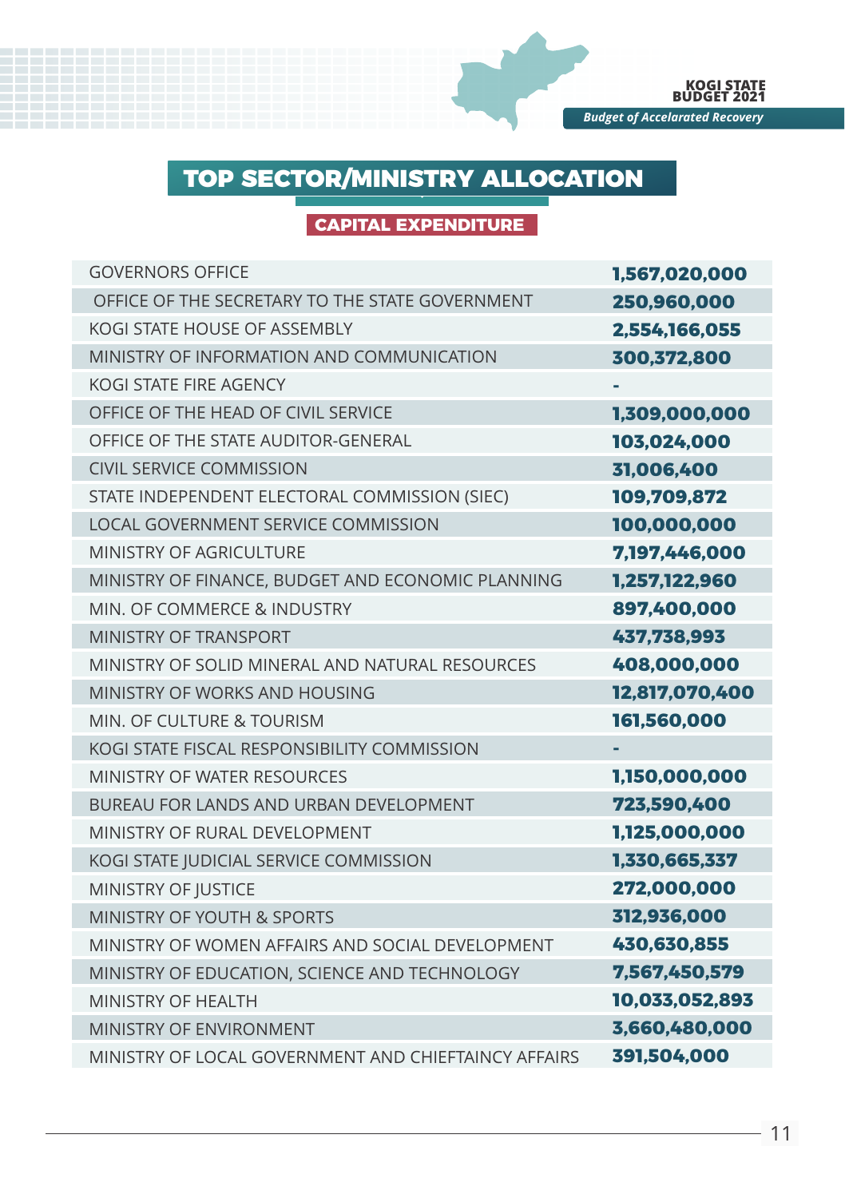# TOP SECTOR/MINISTRY ALLOCATION

## CAPITAL EXPENDITURE

| | |
|---|---|
| GOVERNORS OFFICE | **1,567,020,000** |
| OFFICE OF THE SECRETARY TO THE STATE GOVERNMENT | **250,960,000** |
| KOGI STATE HOUSE OF ASSEMBLY | **2,554,166,055** |
| MINISTRY OF INFORMATION AND COMMUNICATION | **300,372,800** |
| KOGI STATE FIRE AGENCY | **-** |
| OFFICE OF THE HEAD OF CIVIL SERVICE | **1,309,000,000** |
| OFFICE OF THE STATE AUDITOR-GENERAL | **103,024,000** |
| CIVIL SERVICE COMMISSION | **31,006,400** |
| STATE INDEPENDENT ELECTORAL COMMISSION (SIEC) | **109,709,872** |
| LOCAL GOVERNMENT SERVICE COMMISSION | **100,000,000** |
| MINISTRY OF AGRICULTURE | **7,197,446,000** |
| MINISTRY OF FINANCE, BUDGET AND ECONOMIC PLANNING | **1,257,122,960** |
| MIN. OF COMMERCE & INDUSTRY | **897,400,000** |
| MINISTRY OF TRANSPORT | **437,738,993** |
| MINISTRY OF SOLID MINERAL AND NATURAL RESOURCES | **408,000,000** |
| MINISTRY OF WORKS AND HOUSING | **12,817,070,400** |
| MIN. OF CULTURE & TOURISM | **161,560,000** |
| KOGI STATE FISCAL RESPONSIBILITY COMMISSION | **-** |
| MINISTRY OF WATER RESOURCES | **1,150,000,000** |
| BUREAU FOR LANDS AND URBAN DEVELOPMENT | **723,590,400** |
| MINISTRY OF RURAL DEVELOPMENT | **1,125,000,000** |
| KOGI STATE JUDICIAL SERVICE COMMISSION | **1,330,665,337** |
| MINISTRY OF JUSTICE | **272,000,000** |
| MINISTRY OF YOUTH & SPORTS | **312,936,000** |
| MINISTRY OF WOMEN AFFAIRS AND SOCIAL DEVELOPMENT | **430,630,855** |
| MINISTRY OF EDUCATION, SCIENCE AND TECHNOLOGY | **7,567,450,579** |
| MINISTRY OF HEALTH | **10,033,052,893** |
| MINISTRY OF ENVIRONMENT | **3,660,480,000** |
| MINISTRY OF LOCAL GOVERNMENT AND CHIEFTAINCY AFFAIRS | **391,504,000** |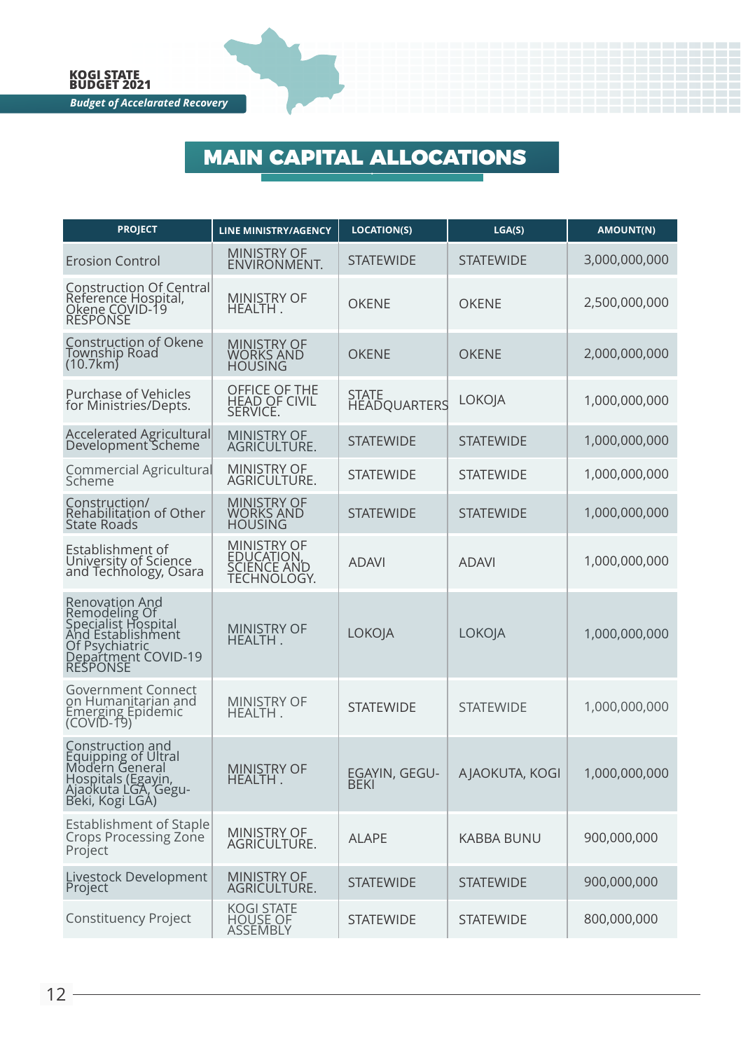# MAIN CAPITAL ALLOCATIONS

| PROJECT | LINE MINISTRY/AGENCY | LOCATION(S) | LGA(S) | AMOUNT(N) |
|---|---|---|---|---|
| Erosion Control | MINISTRY OF ENVIRONMENT. | STATEWIDE | STATEWIDE | 3,000,000,000 |
| Construction Of Central Reference Hospital, Okene COVID-19 RESPONSE | MINISTRY OF HEALTH . | OKENE | OKENE | 2,500,000,000 |
| Construction of Okene Township Road (10.7km) | MINISTRY OF WORKS AND HOUSING | OKENE | OKENE | 2,000,000,000 |
| Purchase of Vehicles for Ministries/Depts. | OFFICE OF THE HEAD OF CIVIL SERVICE. | STATE HEADQUARTERS | LOKOJA | 1,000,000,000 |
| Accelerated Agricultural Development Scheme | MINISTRY OF AGRICULTURE. | STATEWIDE | STATEWIDE | 1,000,000,000 |
| Commercial Agricultural Scheme | MINISTRY OF AGRICULTURE. | STATEWIDE | STATEWIDE | 1,000,000,000 |
| Construction/ Rehabilitation of Other State Roads | MINISTRY OF WORKS AND HOUSING | STATEWIDE | STATEWIDE | 1,000,000,000 |
| Establishment of University of Science and Technology, Osara | MINISTRY OF EDUCATION, SCIENCE AND TECHNOLOGY. | ADAVI | ADAVI | 1,000,000,000 |
| Renovation And Remodeling Of Specialist Hospital And Establishment Of Psychiatric Department COVID-19 RESPONSE | MINISTRY OF HEALTH . | LOKOJA | LOKOJA | 1,000,000,000 |
| Government Connect on Humanitarian and Emerging Epidemic (COVID-19) | MINISTRY OF HEALTH . | STATEWIDE | STATEWIDE | 1,000,000,000 |
| Construction and Equipping of Ultral Modern General Hospitals (Egayin, Ajaokuta LGA, Gegu-Beki, Kogi LGA) | MINISTRY OF HEALTH . | EGAYIN, GEGU-BEKI | AJAOKUTA, KOGI | 1,000,000,000 |
| Establishment of Staple Crops Processing Zone Project | MINISTRY OF AGRICULTURE. | ALAPE | KABBA BUNU | 900,000,000 |
| Livestock Development Project | MINISTRY OF AGRICULTURE. | STATEWIDE | STATEWIDE | 900,000,000 |
| Constituency Project | KOGI STATE HOUSE OF ASSEMBLY | STATEWIDE | STATEWIDE | 800,000,000 |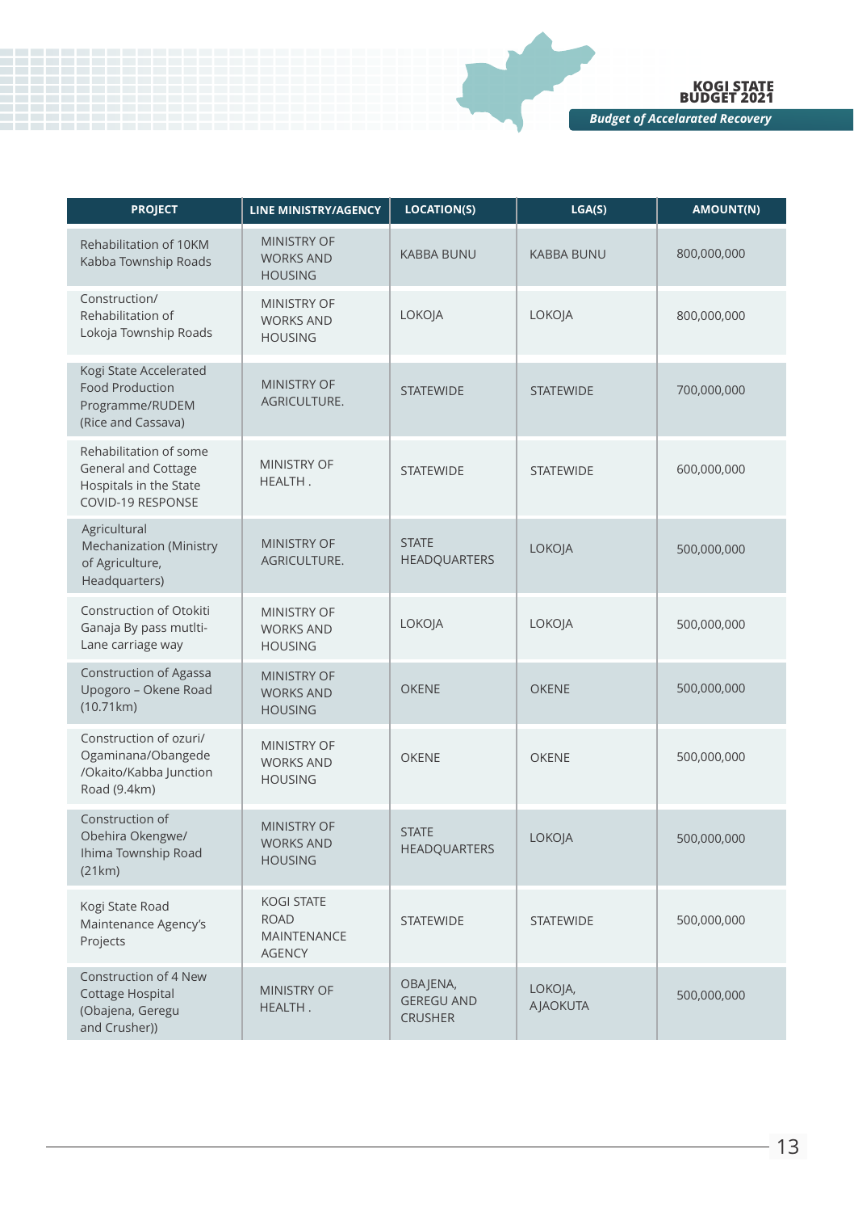| PROJECT | LINE MINISTRY/AGENCY | LOCATION(S) | LGA(S) | AMOUNT(N) |
|---|---|---|---|---|
| Rehabilitation of 10KM Kabba Township Roads | MINISTRY OF WORKS AND HOUSING | KABBA BUNU | KABBA BUNU | 800,000,000 |
| Construction/ Rehabilitation of Lokoja Township Roads | MINISTRY OF WORKS AND HOUSING | LOKOJA | LOKOJA | 800,000,000 |
| Kogi State Accelerated Food Production Programme/RUDEM (Rice and Cassava) | MINISTRY OF AGRICULTURE. | STATEWIDE | STATEWIDE | 700,000,000 |
| Rehabilitation of some General and Cottage Hospitals in the State COVID-19 RESPONSE | MINISTRY OF HEALTH . | STATEWIDE | STATEWIDE | 600,000,000 |
| Agricultural Mechanization (Ministry of Agriculture, Headquarters) | MINISTRY OF AGRICULTURE. | STATE HEADQUARTERS | LOKOJA | 500,000,000 |
| Construction of Otokiti Ganaja By pass mutlti-Lane carriage way | MINISTRY OF WORKS AND HOUSING | LOKOJA | LOKOJA | 500,000,000 |
| Construction of Agassa Upogoro – Okene Road (10.71km) | MINISTRY OF WORKS AND HOUSING | OKENE | OKENE | 500,000,000 |
| Construction of ozuri/ Ogaminana/Obangede /Okaito/Kabba Junction Road (9.4km) | MINISTRY OF WORKS AND HOUSING | OKENE | OKENE | 500,000,000 |
| Construction of Obehira Okengwe/ Ihima Township Road (21km) | MINISTRY OF WORKS AND HOUSING | STATE HEADQUARTERS | LOKOJA | 500,000,000 |
| Kogi State Road Maintenance Agency's Projects | KOGI STATE ROAD MAINTENANCE AGENCY | STATEWIDE | STATEWIDE | 500,000,000 |
| Construction of 4 New Cottage Hospital (Obajena, Geregu and Crusher)) | MINISTRY OF HEALTH . | OBAJENA, GEREGU AND CRUSHER | LOKOJA, AJAOKUTA | 500,000,000 |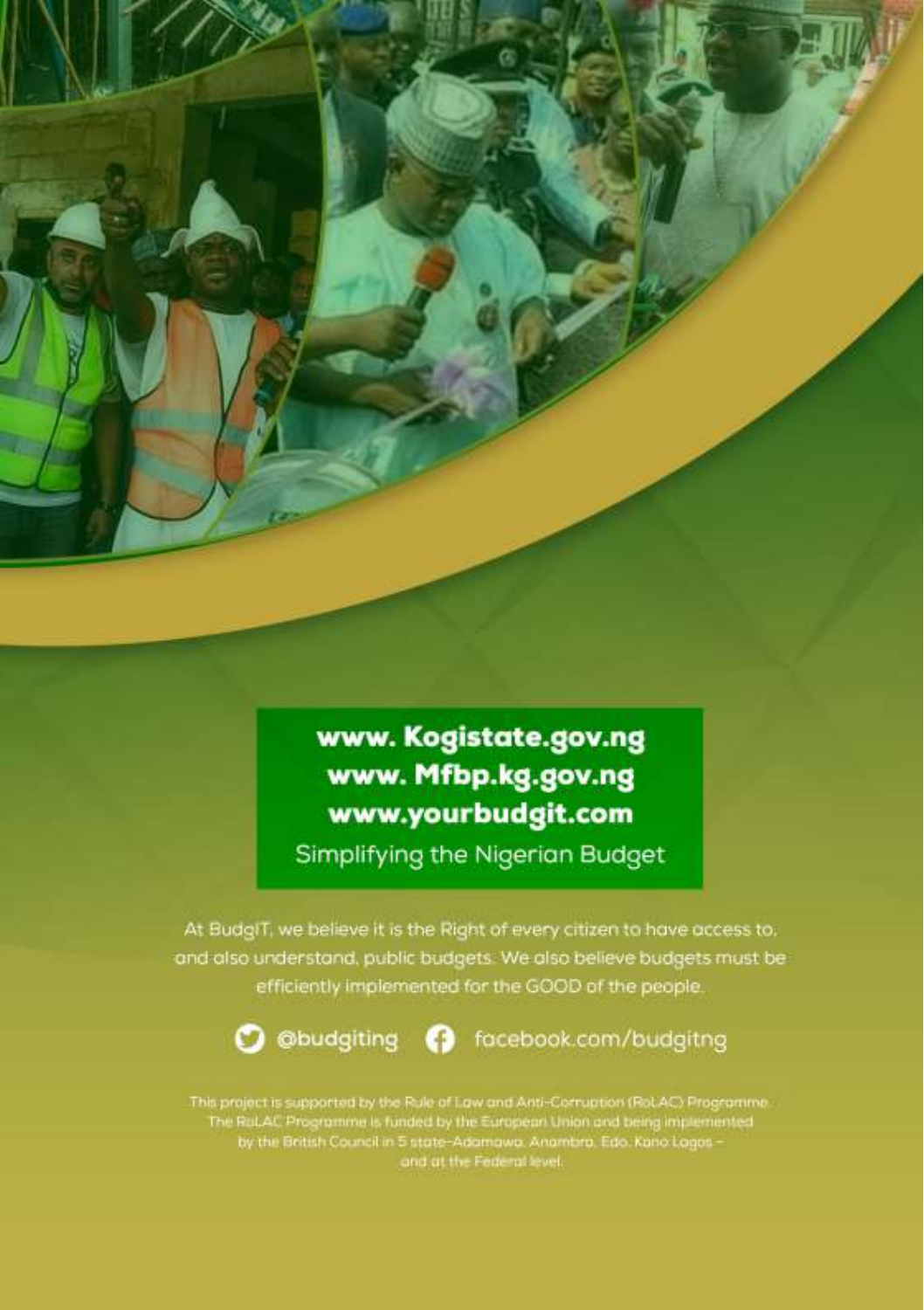**www. Kogistate.gov.ng**
**www. Mfbp.kg.gov.ng**
**www.yourbudgit.com**
Simplifying the Nigerian Budget

At BudgIT, we believe it is the Right of every citizen to have access to, and also understand, public budgets. We also believe budgets must be efficiently implemented for the GOOD of the people.

@budgiting facebook.com/budgitng

This project is supported by the Rule of Law and Anti-Corruption (RoLAC) Programme. The RoLAC Programme is funded by the European Union and being implemented by the British Council in 5 state-Adamawa, Anambra, Edo, Kano Lagos – and at the Federal level.